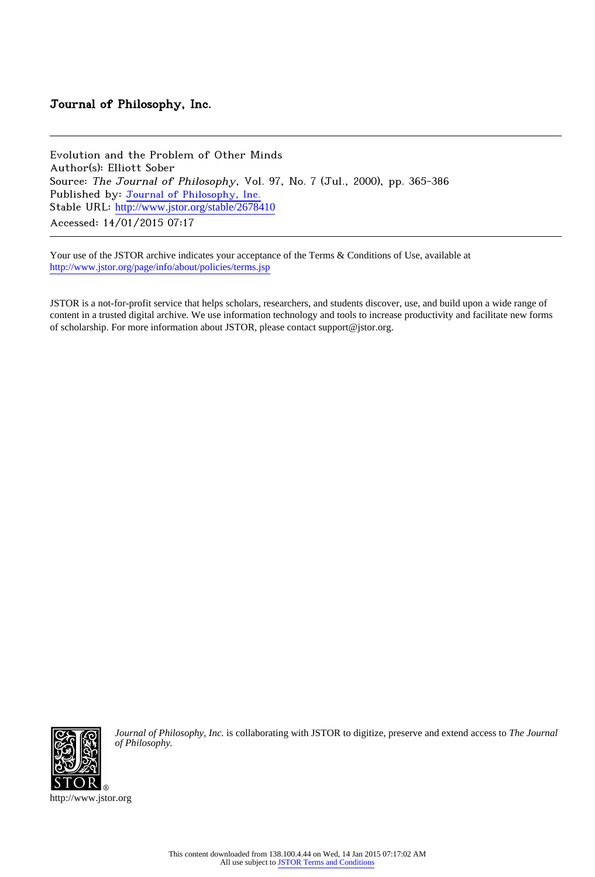Journal of Philosophy, Inc.

---

Evolution and the Problem of Other Minds
Author(s): Elliott Sober
Source: *The Journal of Philosophy*, Vol. 97, No. 7 (Jul., 2000), pp. 365-386
Published by: Journal of Philosophy, Inc.
Stable URL: http://www.jstor.org/stable/2678410
Accessed: 14/01/2015 07:17

---

Your use of the JSTOR archive indicates your acceptance of the Terms & Conditions of Use, available at
http://www.jstor.org/page/info/about/policies/terms.jsp

JSTOR is a not-for-profit service that helps scholars, researchers, and students discover, use, and build upon a wide range of content in a trusted digital archive. We use information technology and tools to increase productivity and facilitate new forms of scholarship. For more information about JSTOR, please contact support@jstor.org.

*Journal of Philosophy, Inc.* is collaborating with JSTOR to digitize, preserve and extend access to *The Journal of Philosophy.*

http://www.jstor.org

This content downloaded from 138.100.4.44 on Wed, 14 Jan 2015 07:17:02 AM
All use subject to JSTOR Terms and Conditions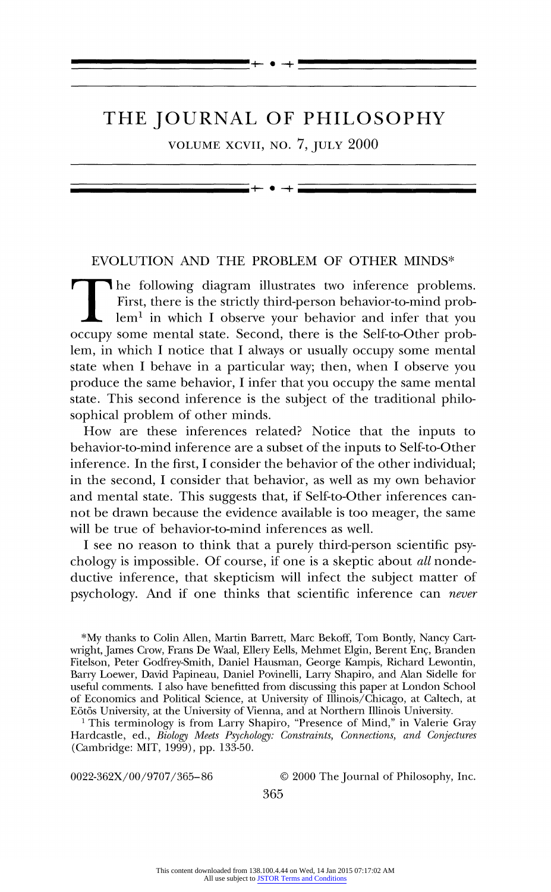# THE JOURNAL OF PHILOSOPHY

VOLUME XCVII, NO. 7, JULY 2000

## EVOLUTION AND THE PROBLEM OF OTHER MINDS*

The following diagram illustrates two inference problems. First, there is the strictly third-person behavior-to-mind problem[1] in which I observe your behavior and infer that you occupy some mental state. Second, there is the Self-to-Other problem, in which I notice that I always or usually occupy some mental state when I behave in a particular way; then, when I observe you produce the same behavior, I infer that you occupy the same mental state. This second inference is the subject of the traditional philosophical problem of other minds.

How are these inferences related? Notice that the inputs to behavior-to-mind inference are a subset of the inputs to Self-to-Other inference. In the first, I consider the behavior of the other individual; in the second, I consider that behavior, as well as my own behavior and mental state. This suggests that, if Self-to-Other inferences cannot be drawn because the evidence available is too meager, the same will be true of behavior-to-mind inferences as well.

I see no reason to think that a purely third-person scientific psychology is impossible. Of course, if one is a skeptic about *all* nondeductive inference, that skepticism will infect the subject matter of psychology. And if one thinks that scientific inference can *never*

---

*My thanks to Colin Allen, Martin Barrett, Marc Bekoff, Tom Bontly, Nancy Cartwright, James Crow, Frans De Waal, Ellery Eells, Mehmet Elgin, Berent Enç, Branden Fitelson, Peter Godfrey-Smith, Daniel Hausman, George Kampis, Richard Lewontin, Barry Loewer, David Papineau, Daniel Povinelli, Larry Shapiro, and Alan Sidelle for useful comments. I also have benefitted from discussing this paper at London School of Economics and Political Science, at University of Illinois/Chicago, at Caltech, at Eötös University, at the University of Vienna, and at Northern Illinois University.

[1] This terminology is from Larry Shapiro, "Presence of Mind," in Valerie Gray Hardcastle, ed., *Biology Meets Psychology: Constraints, Connections, and Conjectures* (Cambridge: MIT, 1999), pp. 133-50.

0022-362X/00/9707/365–86 © 2000 The Journal of Philosophy, Inc.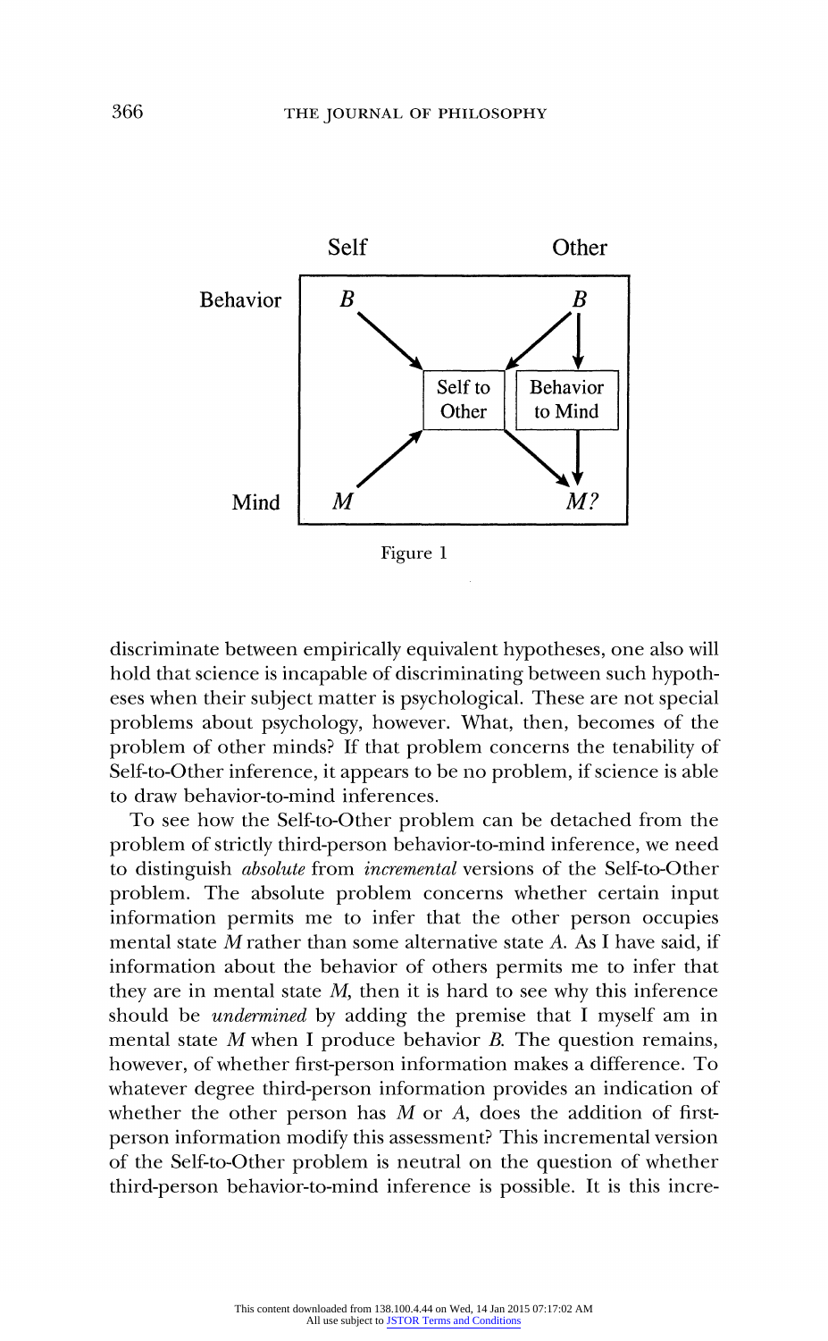Figure 1

discriminate between empirically equivalent hypotheses, one also will hold that science is incapable of discriminating between such hypotheses when their subject matter is psychological. These are not special problems about psychology, however. What, then, becomes of the problem of other minds? If that problem concerns the tenability of Self-to-Other inference, it appears to be no problem, if science is able to draw behavior-to-mind inferences.

To see how the Self-to-Other problem can be detached from the problem of strictly third-person behavior-to-mind inference, we need to distinguish *absolute* from *incremental* versions of the Self-to-Other problem. The absolute problem concerns whether certain input information permits me to infer that the other person occupies mental state *M* rather than some alternative state *A*. As I have said, if information about the behavior of others permits me to infer that they are in mental state *M*, then it is hard to see why this inference should be *undermined* by adding the premise that I myself am in mental state *M* when I produce behavior *B*. The question remains, however, of whether first-person information makes a difference. To whatever degree third-person information provides an indication of whether the other person has *M* or *A*, does the addition of first-person information modify this assessment? This incremental version of the Self-to-Other problem is neutral on the question of whether third-person behavior-to-mind inference is possible. It is this incre-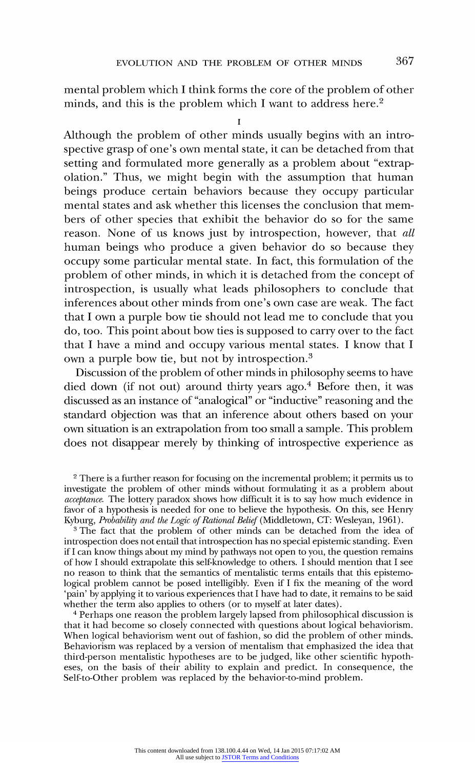mental problem which I think forms the core of the problem of other minds, and this is the problem which I want to address here.[2]

## I

Although the problem of other minds usually begins with an introspective grasp of one's own mental state, it can be detached from that setting and formulated more generally as a problem about "extrapolation." Thus, we might begin with the assumption that human beings produce certain behaviors because they occupy particular mental states and ask whether this licenses the conclusion that members of other species that exhibit the behavior do so for the same reason. None of us knows just by introspection, however, that *all* human beings who produce a given behavior do so because they occupy some particular mental state. In fact, this formulation of the problem of other minds, in which it is detached from the concept of introspection, is usually what leads philosophers to conclude that inferences about other minds from one's own case are weak. The fact that I own a purple bow tie should not lead me to conclude that you do, too. This point about bow ties is supposed to carry over to the fact that I have a mind and occupy various mental states. I know that I own a purple bow tie, but not by introspection.[3]

Discussion of the problem of other minds in philosophy seems to have died down (if not out) around thirty years ago.[4] Before then, it was discussed as an instance of "analogical" or "inductive" reasoning and the standard objection was that an inference about others based on your own situation is an extrapolation from too small a sample. This problem does not disappear merely by thinking of introspective experience as

[2] There is a further reason for focusing on the incremental problem; it permits us to investigate the problem of other minds without formulating it as a problem about *acceptance*. The lottery paradox shows how difficult it is to say how much evidence in favor of a hypothesis is needed for one to believe the hypothesis. On this, see Henry Kyburg, *Probability and the Logic of Rational Belief* (Middletown, CT: Wesleyan, 1961).

[3] The fact that the problem of other minds can be detached from the idea of introspection does not entail that introspection has no special epistemic standing. Even if I can know things about my mind by pathways not open to you, the question remains of how I should extrapolate this self-knowledge to others. I should mention that I see no reason to think that the semantics of mentalistic terms entails that this epistemological problem cannot be posed intelligibly. Even if I fix the meaning of the word 'pain' by applying it to various experiences that I have had to date, it remains to be said whether the term also applies to others (or to myself at later dates).

[4] Perhaps one reason the problem largely lapsed from philosophical discussion is that it had become so closely connected with questions about logical behaviorism. When logical behaviorism went out of fashion, so did the problem of other minds. Behaviorism was replaced by a version of mentalism that emphasized the idea that third-person mentalistic hypotheses are to be judged, like other scientific hypotheses, on the basis of their ability to explain and predict. In consequence, the Self-to-Other problem was replaced by the behavior-to-mind problem.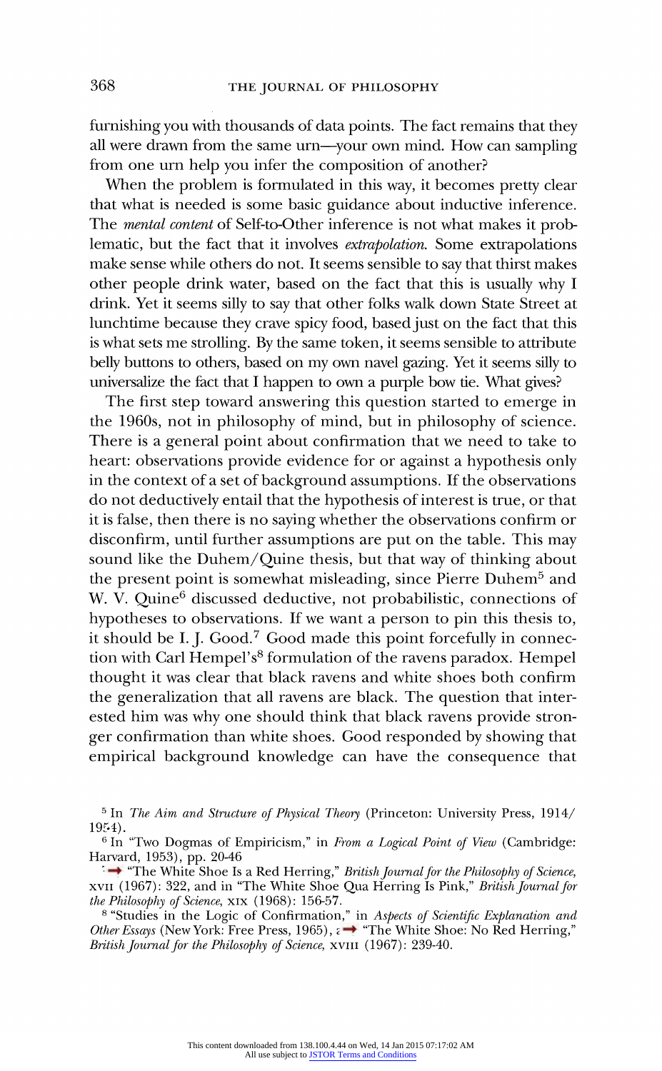furnishing you with thousands of data points. The fact remains that they all were drawn from the same urn—your own mind. How can sampling from one urn help you infer the composition of another?

When the problem is formulated in this way, it becomes pretty clear that what is needed is some basic guidance about inductive inference. The *mental content* of Self-to-Other inference is not what makes it problematic, but the fact that it involves *extrapolation*. Some extrapolations make sense while others do not. It seems sensible to say that thirst makes other people drink water, based on the fact that this is usually why I drink. Yet it seems silly to say that other folks walk down State Street at lunchtime because they crave spicy food, based just on the fact that this is what sets me strolling. By the same token, it seems sensible to attribute belly buttons to others, based on my own navel gazing. Yet it seems silly to universalize the fact that I happen to own a purple bow tie. What gives?

The first step toward answering this question started to emerge in the 1960s, not in philosophy of mind, but in philosophy of science. There is a general point about confirmation that we need to take to heart: observations provide evidence for or against a hypothesis only in the context of a set of background assumptions. If the observations do not deductively entail that the hypothesis of interest is true, or that it is false, then there is no saying whether the observations confirm or disconfirm, until further assumptions are put on the table. This may sound like the Duhem/Quine thesis, but that way of thinking about the present point is somewhat misleading, since Pierre Duhem[5] and W. V. Quine[6] discussed deductive, not probabilistic, connections of hypotheses to observations. If we want a person to pin this thesis to, it should be I. J. Good.[7] Good made this point forcefully in connection with Carl Hempel's[8] formulation of the ravens paradox. Hempel thought it was clear that black ravens and white shoes both confirm the generalization that all ravens are black. The question that interested him was why one should think that black ravens provide stronger confirmation than white shoes. Good responded by showing that empirical background knowledge can have the consequence that

[5] In *The Aim and Structure of Physical Theory* (Princeton: University Press, 1914/1954).

[6] In "Two Dogmas of Empiricism," in *From a Logical Point of View* (Cambridge: Harvard, 1953), pp. 20-46

[7] "The White Shoe Is a Red Herring," *British Journal for the Philosophy of Science*, XVII (1967): 322, and in "The White Shoe Qua Herring Is Pink," *British Journal for the Philosophy of Science*, XIX (1968): 156-57.

[8] "Studies in the Logic of Confirmation," in *Aspects of Scientific Explanation and Other Essays* (New York: Free Press, 1965), and "The White Shoe: No Red Herring," *British Journal for the Philosophy of Science*, XVIII (1967): 239-40.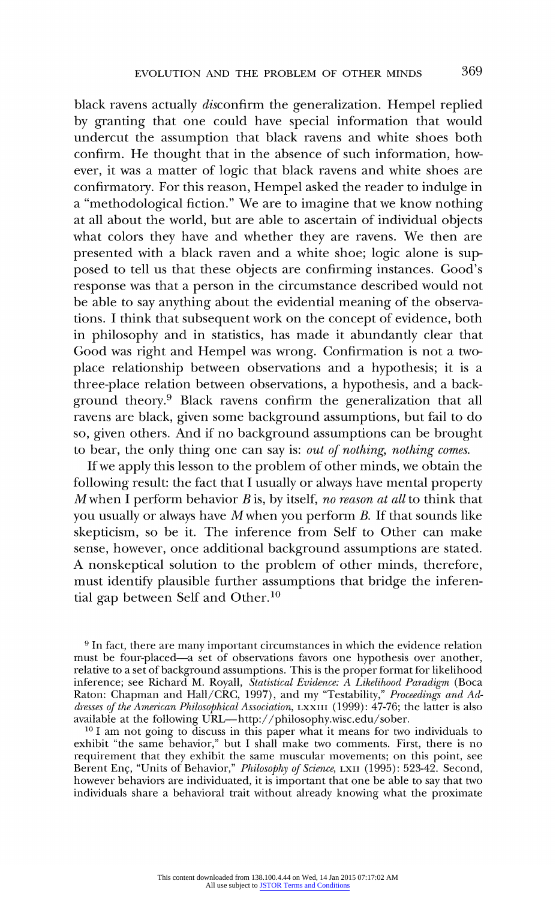black ravens actually *dis*confirm the generalization. Hempel replied by granting that one could have special information that would undercut the assumption that black ravens and white shoes both confirm. He thought that in the absence of such information, however, it was a matter of logic that black ravens and white shoes are confirmatory. For this reason, Hempel asked the reader to indulge in a "methodological fiction." We are to imagine that we know nothing at all about the world, but are able to ascertain of individual objects what colors they have and whether they are ravens. We then are presented with a black raven and a white shoe; logic alone is supposed to tell us that these objects are confirming instances. Good's response was that a person in the circumstance described would not be able to say anything about the evidential meaning of the observations. I think that subsequent work on the concept of evidence, both in philosophy and in statistics, has made it abundantly clear that Good was right and Hempel was wrong. Confirmation is not a two-place relationship between observations and a hypothesis; it is a three-place relation between observations, a hypothesis, and a background theory.[9] Black ravens confirm the generalization that all ravens are black, given some background assumptions, but fail to do so, given others. And if no background assumptions can be brought to bear, the only thing one can say is: *out of nothing, nothing comes.*

If we apply this lesson to the problem of other minds, we obtain the following result: the fact that I usually or always have mental property *M* when I perform behavior *B* is, by itself, *no reason at all* to think that you usually or always have *M* when you perform *B*. If that sounds like skepticism, so be it. The inference from Self to Other can make sense, however, once additional background assumptions are stated. A nonskeptical solution to the problem of other minds, therefore, must identify plausible further assumptions that bridge the inferential gap between Self and Other.[10]

[9] In fact, there are many important circumstances in which the evidence relation must be four-placed—a set of observations favors one hypothesis over another, relative to a set of background assumptions. This is the proper format for likelihood inference; see Richard M. Royall, *Statistical Evidence: A Likelihood Paradigm* (Boca Raton: Chapman and Hall/CRC, 1997), and my "Testability," *Proceedings and Addresses of the American Philosophical Association*, LXXIII (1999): 47-76; the latter is also available at the following URL—http://philosophy.wisc.edu/sober.

[10] I am not going to discuss in this paper what it means for two individuals to exhibit "the same behavior," but I shall make two comments. First, there is no requirement that they exhibit the same muscular movements; on this point, see Berent Enç, "Units of Behavior," *Philosophy of Science*, LXII (1995): 523-42. Second, however behaviors are individuated, it is important that one be able to say that two individuals share a behavioral trait without already knowing what the proximate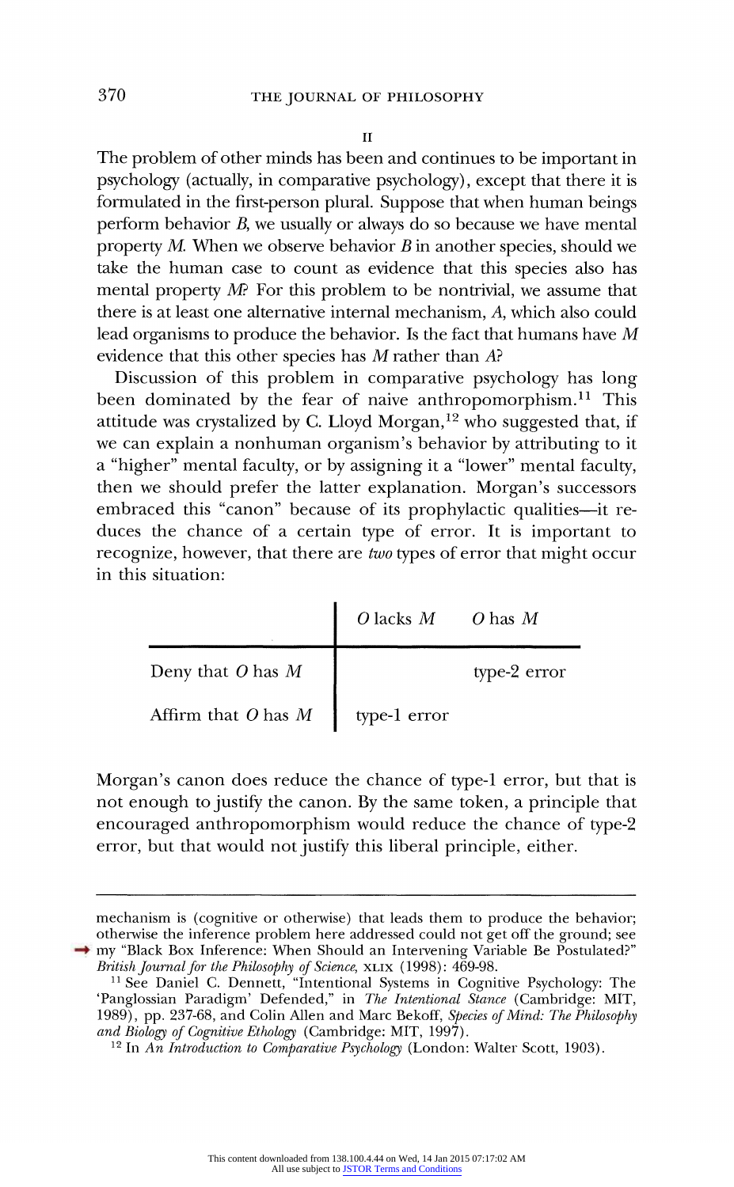## II

The problem of other minds has been and continues to be important in psychology (actually, in comparative psychology), except that there it is formulated in the first-person plural. Suppose that when human beings perform behavior *B*, we usually or always do so because we have mental property *M*. When we observe behavior *B* in another species, should we take the human case to count as evidence that this species also has mental property *M*? For this problem to be nontrivial, we assume that there is at least one alternative internal mechanism, *A*, which also could lead organisms to produce the behavior. Is the fact that humans have *M* evidence that this other species has *M* rather than *A*?

Discussion of this problem in comparative psychology has long been dominated by the fear of naive anthropomorphism.[11] This attitude was crystalized by C. Lloyd Morgan,[12] who suggested that, if we can explain a nonhuman organism's behavior by attributing to it a "higher" mental faculty, or by assigning it a "lower" mental faculty, then we should prefer the latter explanation. Morgan's successors embraced this "canon" because of its prophylactic qualities—it reduces the chance of a certain type of error. It is important to recognize, however, that there are *two* types of error that might occur in this situation:

| | *O* lacks *M* | *O* has *M* |
|---|---|---|
| Deny that *O* has *M* | | type-2 error |
| Affirm that *O* has *M* | type-1 error | |

Morgan's canon does reduce the chance of type-1 error, but that is not enough to justify the canon. By the same token, a principle that encouraged anthropomorphism would reduce the chance of type-2 error, but that would not justify this liberal principle, either.

---

mechanism is (cognitive or otherwise) that leads them to produce the behavior; otherwise the inference problem here addressed could not get off the ground; see my "Black Box Inference: When Should an Intervening Variable Be Postulated?" *British Journal for the Philosophy of Science*, XLIX (1998): 469-98.

[11] See Daniel C. Dennett, "Intentional Systems in Cognitive Psychology: The 'Panglossian Paradigm' Defended," in *The Intentional Stance* (Cambridge: MIT, 1989), pp. 237-68, and Colin Allen and Marc Bekoff, *Species of Mind: The Philosophy and Biology of Cognitive Ethology* (Cambridge: MIT, 1997).

[12] In *An Introduction to Comparative Psychology* (London: Walter Scott, 1903).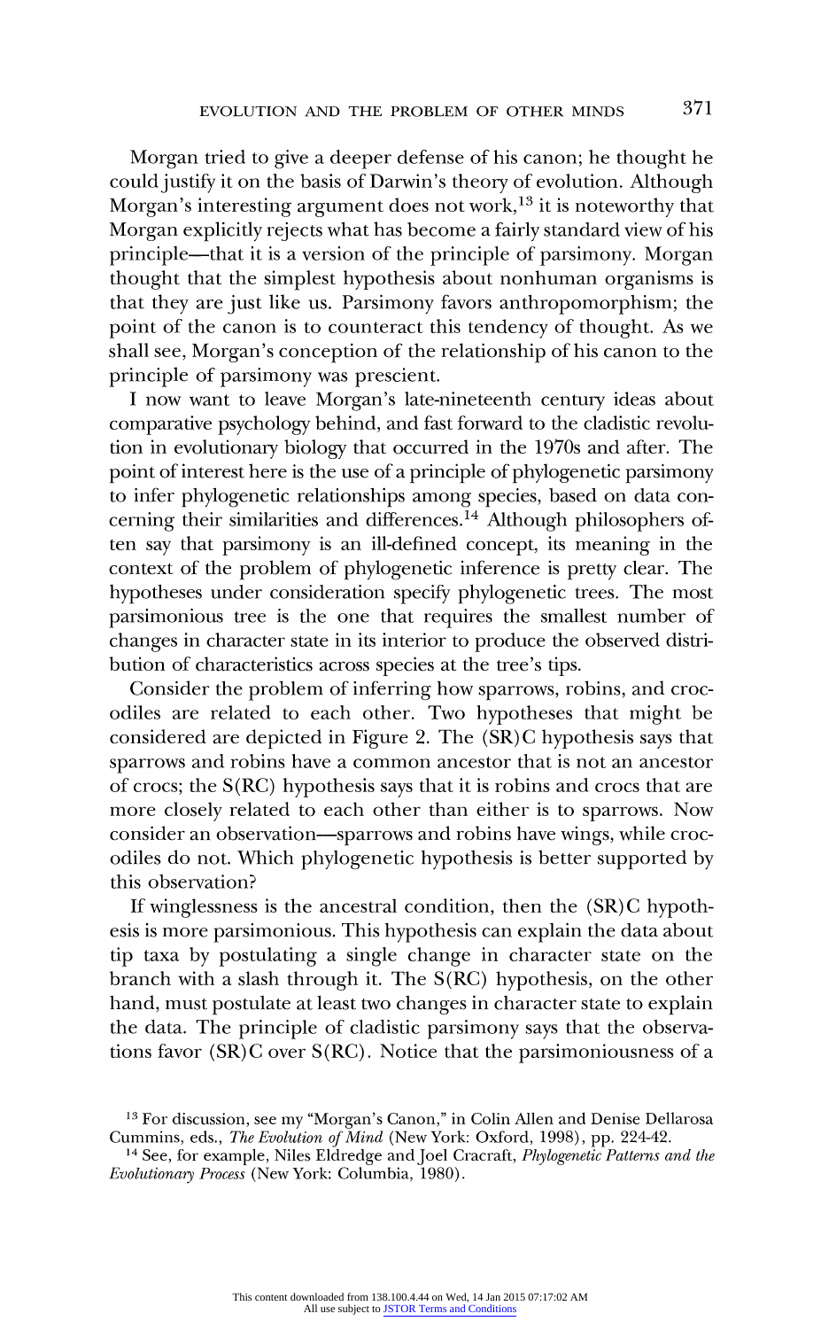Morgan tried to give a deeper defense of his canon; he thought he could justify it on the basis of Darwin's theory of evolution. Although Morgan's interesting argument does not work,[13] it is noteworthy that Morgan explicitly rejects what has become a fairly standard view of his principle—that it is a version of the principle of parsimony. Morgan thought that the simplest hypothesis about nonhuman organisms is that they are just like us. Parsimony favors anthropomorphism; the point of the canon is to counteract this tendency of thought. As we shall see, Morgan's conception of the relationship of his canon to the principle of parsimony was prescient.

I now want to leave Morgan's late-nineteenth century ideas about comparative psychology behind, and fast forward to the cladistic revolution in evolutionary biology that occurred in the 1970s and after. The point of interest here is the use of a principle of phylogenetic parsimony to infer phylogenetic relationships among species, based on data concerning their similarities and differences.[14] Although philosophers often say that parsimony is an ill-defined concept, its meaning in the context of the problem of phylogenetic inference is pretty clear. The hypotheses under consideration specify phylogenetic trees. The most parsimonious tree is the one that requires the smallest number of changes in character state in its interior to produce the observed distribution of characteristics across species at the tree's tips.

Consider the problem of inferring how sparrows, robins, and crocodiles are related to each other. Two hypotheses that might be considered are depicted in Figure 2. The (SR)C hypothesis says that sparrows and robins have a common ancestor that is not an ancestor of crocs; the S(RC) hypothesis says that it is robins and crocs that are more closely related to each other than either is to sparrows. Now consider an observation—sparrows and robins have wings, while crocodiles do not. Which phylogenetic hypothesis is better supported by this observation?

If winglessness is the ancestral condition, then the (SR)C hypothesis is more parsimonious. This hypothesis can explain the data about tip taxa by postulating a single change in character state on the branch with a slash through it. The S(RC) hypothesis, on the other hand, must postulate at least two changes in character state to explain the data. The principle of cladistic parsimony says that the observations favor (SR)C over S(RC). Notice that the parsimoniousness of a

[13] For discussion, see my "Morgan's Canon," in Colin Allen and Denise Dellarosa Cummins, eds., *The Evolution of Mind* (New York: Oxford, 1998), pp. 224-42.

[14] See, for example, Niles Eldredge and Joel Cracraft, *Phylogenetic Patterns and the Evolutionary Process* (New York: Columbia, 1980).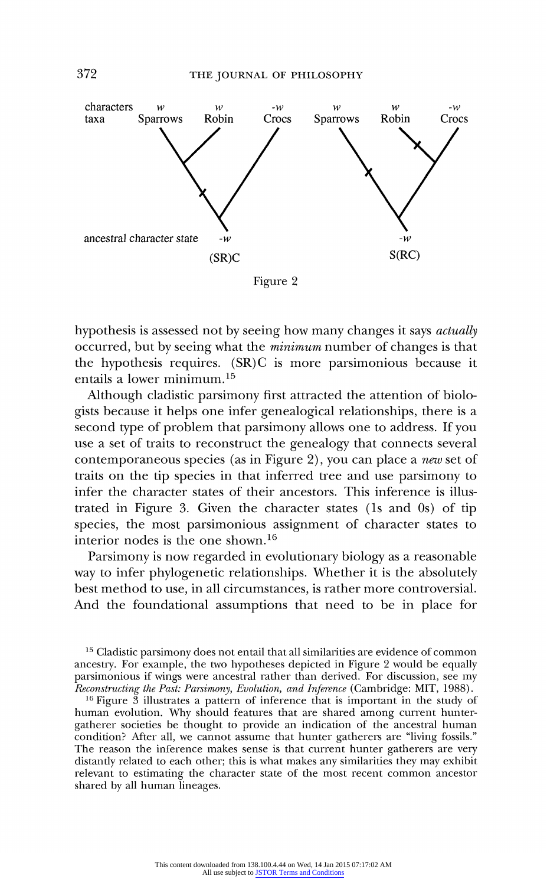characters $w$ $w$ $-w$ $w$ $w$ $-w$
taxa Sparrows Robin Crocs Sparrows Robin Crocs

ancestral character state $-w$ $-w$

(SR)C S(RC)

Figure 2

hypothesis is assessed not by seeing how many changes it says *actually* occurred, but by seeing what the *minimum* number of changes is that the hypothesis requires. (SR)C is more parsimonious because it entails a lower minimum.[15]

Although cladistic parsimony first attracted the attention of biologists because it helps one infer genealogical relationships, there is a second type of problem that parsimony allows one to address. If you use a set of traits to reconstruct the genealogy that connects several contemporaneous species (as in Figure 2), you can place a *new* set of traits on the tip species in that inferred tree and use parsimony to infer the character states of their ancestors. This inference is illustrated in Figure 3. Given the character states (1s and 0s) of tip species, the most parsimonious assignment of character states to interior nodes is the one shown.[16]

Parsimony is now regarded in evolutionary biology as a reasonable way to infer phylogenetic relationships. Whether it is the absolutely best method to use, in all circumstances, is rather more controversial. And the foundational assumptions that need to be in place for

[15] Cladistic parsimony does not entail that all similarities are evidence of common ancestry. For example, the two hypotheses depicted in Figure 2 would be equally parsimonious if wings were ancestral rather than derived. For discussion, see my *Reconstructing the Past: Parsimony, Evolution, and Inference* (Cambridge: MIT, 1988).

[16] Figure 3 illustrates a pattern of inference that is important in the study of human evolution. Why should features that are shared among current hunter-gatherer societies be thought to provide an indication of the ancestral human condition? After all, we cannot assume that hunter gatherers are "living fossils." The reason the inference makes sense is that current hunter gatherers are very distantly related to each other; this is what makes any similarities they may exhibit relevant to estimating the character state of the most recent common ancestor shared by all human lineages.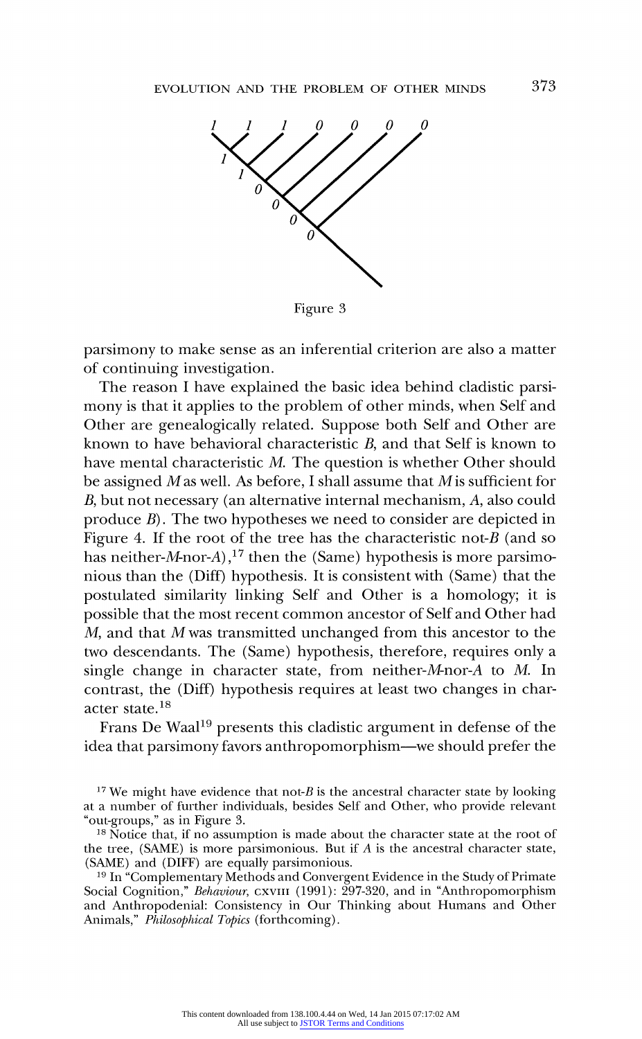Figure 3

parsimony to make sense as an inferential criterion are also a matter of continuing investigation.

The reason I have explained the basic idea behind cladistic parsimony is that it applies to the problem of other minds, when Self and Other are genealogically related. Suppose both Self and Other are known to have behavioral characteristic *B*, and that Self is known to have mental characteristic *M*. The question is whether Other should be assigned *M* as well. As before, I shall assume that *M* is sufficient for *B*, but not necessary (an alternative internal mechanism, *A*, also could produce *B*). The two hypotheses we need to consider are depicted in Figure 4. If the root of the tree has the characteristic not-*B* (and so has neither-*M*-nor-*A*),[17] then the (Same) hypothesis is more parsimonious than the (Diff) hypothesis. It is consistent with (Same) that the postulated similarity linking Self and Other is a homology; it is possible that the most recent common ancestor of Self and Other had *M*, and that *M* was transmitted unchanged from this ancestor to the two descendants. The (Same) hypothesis, therefore, requires only a single change in character state, from neither-*M*-nor-*A* to *M*. In contrast, the (Diff) hypothesis requires at least two changes in character state.[18]

Frans De Waal[19] presents this cladistic argument in defense of the idea that parsimony favors anthropomorphism—we should prefer the

[17] We might have evidence that not-*B* is the ancestral character state by looking at a number of further individuals, besides Self and Other, who provide relevant "out-groups," as in Figure 3.

[18] Notice that, if no assumption is made about the character state at the root of the tree, (SAME) is more parsimonious. But if *A* is the ancestral character state, (SAME) and (DIFF) are equally parsimonious.

[19] In "Complementary Methods and Convergent Evidence in the Study of Primate Social Cognition," *Behaviour*, CXVIII (1991): 297-320, and in "Anthropomorphism and Anthropodenial: Consistency in Our Thinking about Humans and Other Animals," *Philosophical Topics* (forthcoming).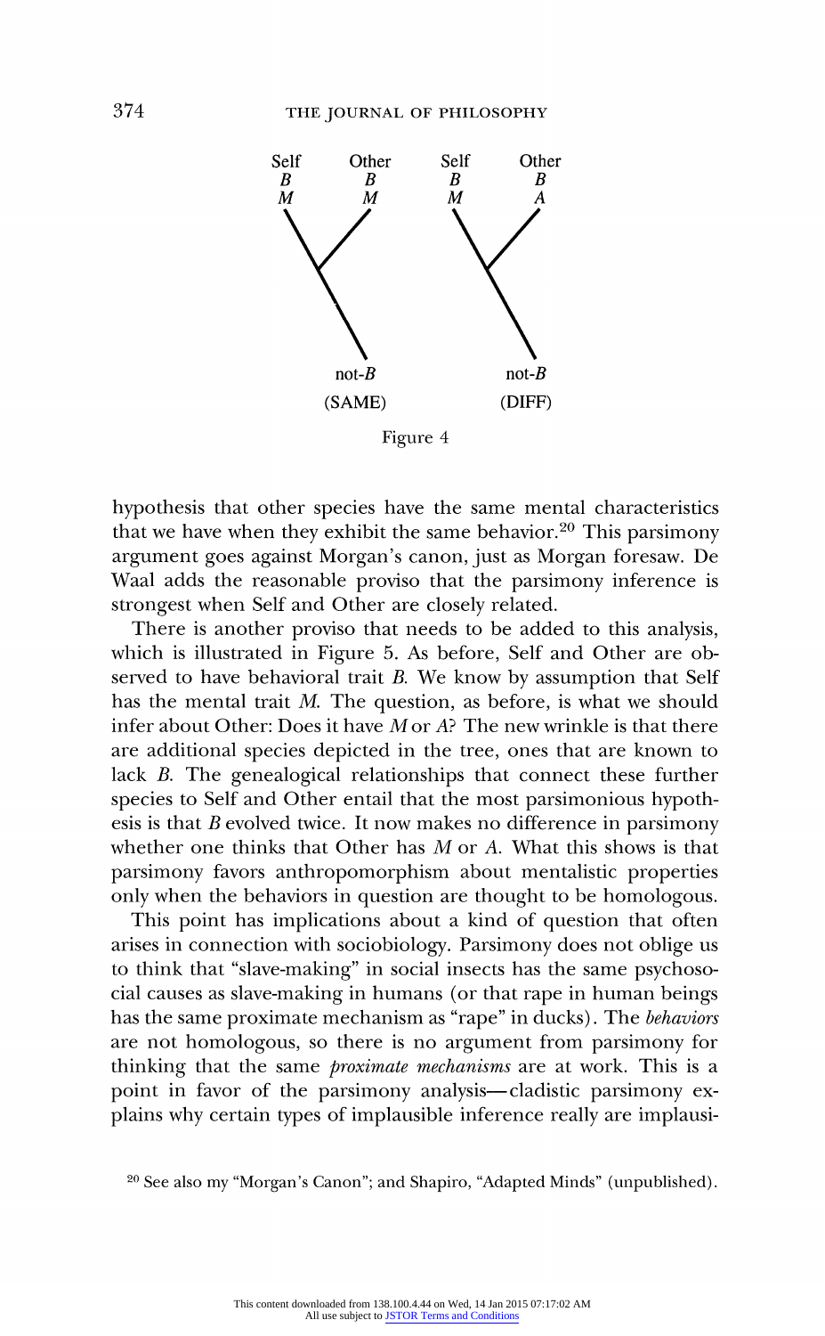Self B M　Other B M　Self B M　Other B A

not-B (SAME)　not-B (DIFF)

Figure 4

hypothesis that other species have the same mental characteristics that we have when they exhibit the same behavior.[20] This parsimony argument goes against Morgan's canon, just as Morgan foresaw. De Waal adds the reasonable proviso that the parsimony inference is strongest when Self and Other are closely related.

There is another proviso that needs to be added to this analysis, which is illustrated in Figure 5. As before, Self and Other are observed to have behavioral trait *B*. We know by assumption that Self has the mental trait *M*. The question, as before, is what we should infer about Other: Does it have *M* or *A*? The new wrinkle is that there are additional species depicted in the tree, ones that are known to lack *B*. The genealogical relationships that connect these further species to Self and Other entail that the most parsimonious hypothesis is that *B* evolved twice. It now makes no difference in parsimony whether one thinks that Other has *M* or *A*. What this shows is that parsimony favors anthropomorphism about mentalistic properties only when the behaviors in question are thought to be homologous.

This point has implications about a kind of question that often arises in connection with sociobiology. Parsimony does not oblige us to think that "slave-making" in social insects has the same psychosocial causes as slave-making in humans (or that rape in human beings has the same proximate mechanism as "rape" in ducks). The *behaviors* are not homologous, so there is no argument from parsimony for thinking that the same *proximate mechanisms* are at work. This is a point in favor of the parsimony analysis—cladistic parsimony explains why certain types of implausible inference really are implausi-

[20] See also my "Morgan's Canon"; and Shapiro, "Adapted Minds" (unpublished).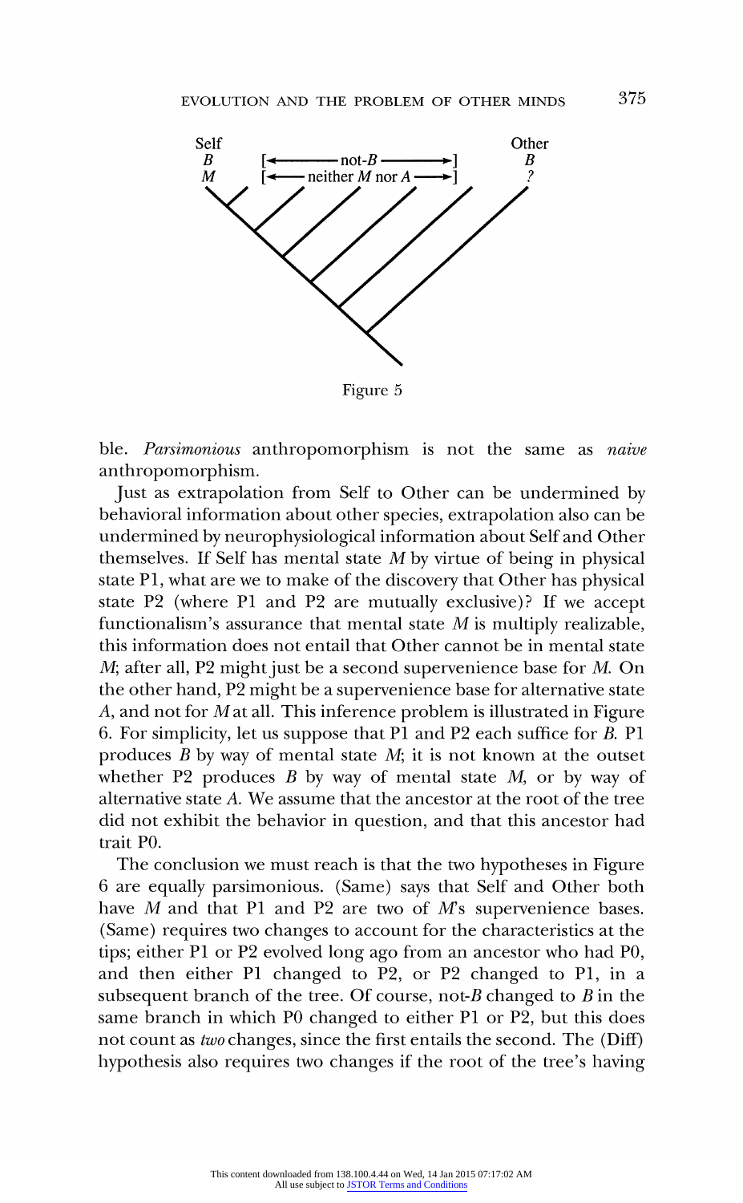Figure 5

ble. *Parsimonious* anthropomorphism is not the same as *naive* anthropomorphism.

Just as extrapolation from Self to Other can be undermined by behavioral information about other species, extrapolation also can be undermined by neurophysiological information about Self and Other themselves. If Self has mental state *M* by virtue of being in physical state P1, what are we to make of the discovery that Other has physical state P2 (where P1 and P2 are mutually exclusive)? If we accept functionalism's assurance that mental state *M* is multiply realizable, this information does not entail that Other cannot be in mental state *M*; after all, P2 might just be a second supervenience base for *M*. On the other hand, P2 might be a supervenience base for alternative state *A*, and not for *M* at all. This inference problem is illustrated in Figure 6. For simplicity, let us suppose that P1 and P2 each suffice for *B*. P1 produces *B* by way of mental state *M*; it is not known at the outset whether P2 produces *B* by way of mental state *M*, or by way of alternative state *A*. We assume that the ancestor at the root of the tree did not exhibit the behavior in question, and that this ancestor had trait P0.

The conclusion we must reach is that the two hypotheses in Figure 6 are equally parsimonious. (Same) says that Self and Other both have *M* and that P1 and P2 are two of *M*'s supervenience bases. (Same) requires two changes to account for the characteristics at the tips; either P1 or P2 evolved long ago from an ancestor who had P0, and then either P1 changed to P2, or P2 changed to P1, in a subsequent branch of the tree. Of course, not-*B* changed to *B* in the same branch in which P0 changed to either P1 or P2, but this does not count as *two* changes, since the first entails the second. The (Diff) hypothesis also requires two changes if the root of the tree's having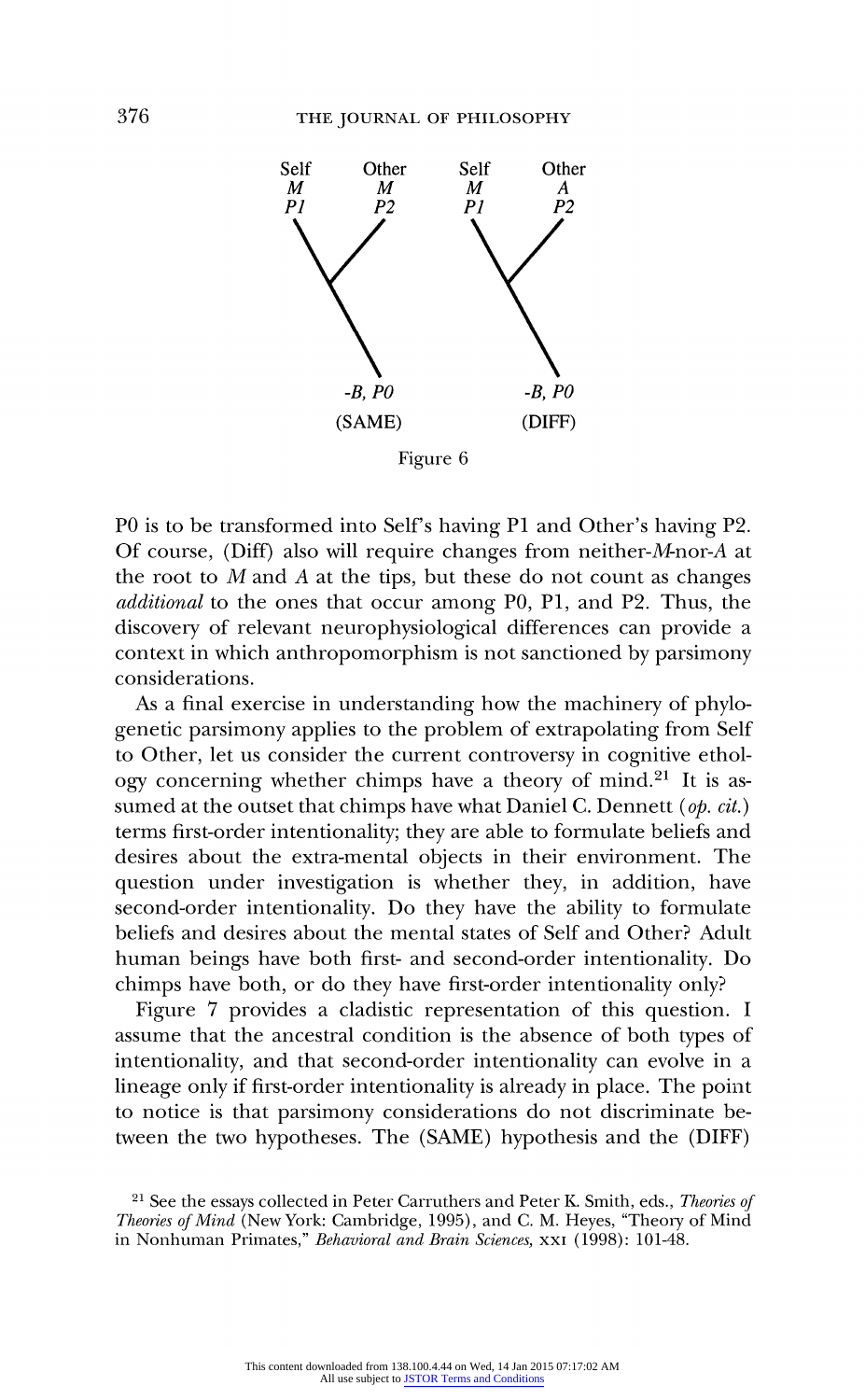Self *M* *P1*    Other *M* *P2*    Self *M* *P1*    Other *A* *P2*

*-B, P0* (SAME)    *-B, P0* (DIFF)

Figure 6

P0 is to be transformed into Self's having P1 and Other's having P2. Of course, (Diff) also will require changes from neither-*M*-nor-*A* at the root to *M* and *A* at the tips, but these do not count as changes *additional* to the ones that occur among P0, P1, and P2. Thus, the discovery of relevant neurophysiological differences can provide a context in which anthropomorphism is not sanctioned by parsimony considerations.

As a final exercise in understanding how the machinery of phylogenetic parsimony applies to the problem of extrapolating from Self to Other, let us consider the current controversy in cognitive ethology concerning whether chimps have a theory of mind.[21] It is assumed at the outset that chimps have what Daniel C. Dennett (*op. cit.*) terms first-order intentionality; they are able to formulate beliefs and desires about the extra-mental objects in their environment. The question under investigation is whether they, in addition, have second-order intentionality. Do they have the ability to formulate beliefs and desires about the mental states of Self and Other? Adult human beings have both first- and second-order intentionality. Do chimps have both, or do they have first-order intentionality only?

Figure 7 provides a cladistic representation of this question. I assume that the ancestral condition is the absence of both types of intentionality, and that second-order intentionality can evolve in a lineage only if first-order intentionality is already in place. The point to notice is that parsimony considerations do not discriminate between the two hypotheses. The (SAME) hypothesis and the (DIFF)

[21] See the essays collected in Peter Carruthers and Peter K. Smith, eds., *Theories of Theories of Mind* (New York: Cambridge, 1995), and C. M. Heyes, "Theory of Mind in Nonhuman Primates," *Behavioral and Brain Sciences*, XXI (1998): 101-48.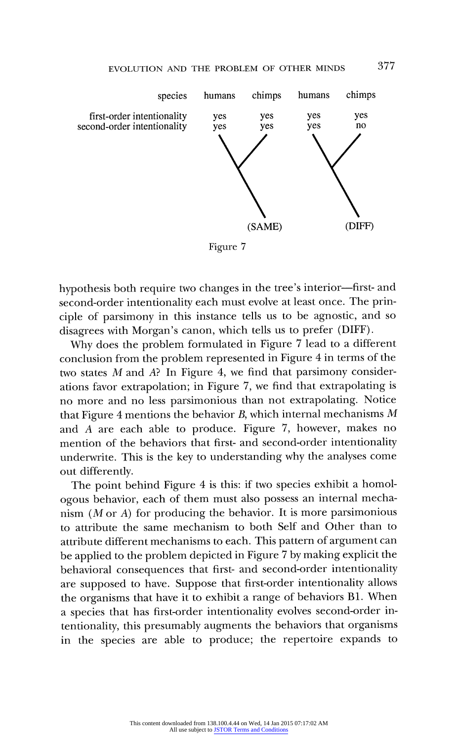| species | humans | chimps | humans | chimps |
|---|---|---|---|---|
| first-order intentionality | yes | yes | yes | yes |
| second-order intentionality | yes | yes | yes | no |
| | (SAME) | | (DIFF) | |

Figure 7

hypothesis both require two changes in the tree's interior—first- and second-order intentionality each must evolve at least once. The principle of parsimony in this instance tells us to be agnostic, and so disagrees with Morgan's canon, which tells us to prefer (DIFF).

Why does the problem formulated in Figure 7 lead to a different conclusion from the problem represented in Figure 4 in terms of the two states *M* and *A*? In Figure 4, we find that parsimony considerations favor extrapolation; in Figure 7, we find that extrapolating is no more and no less parsimonious than not extrapolating. Notice that Figure 4 mentions the behavior *B*, which internal mechanisms *M* and *A* are each able to produce. Figure 7, however, makes no mention of the behaviors that first- and second-order intentionality underwrite. This is the key to understanding why the analyses come out differently.

The point behind Figure 4 is this: if two species exhibit a homologous behavior, each of them must also possess an internal mechanism (*M* or *A*) for producing the behavior. It is more parsimonious to attribute the same mechanism to both Self and Other than to attribute different mechanisms to each. This pattern of argument can be applied to the problem depicted in Figure 7 by making explicit the behavioral consequences that first- and second-order intentionality are supposed to have. Suppose that first-order intentionality allows the organisms that have it to exhibit a range of behaviors B1. When a species that has first-order intentionality evolves second-order intentionality, this presumably augments the behaviors that organisms in the species are able to produce; the repertoire expands to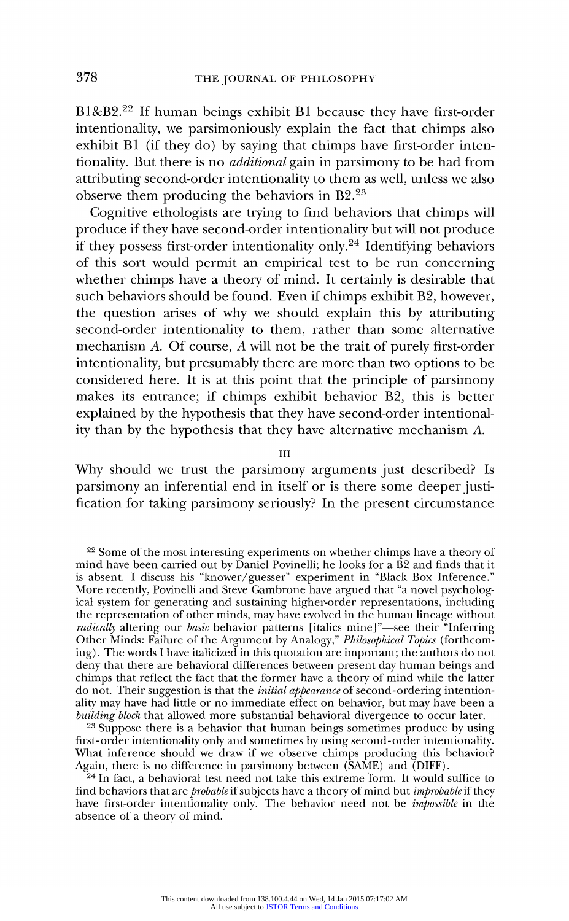B1&B2.[22] If human beings exhibit B1 because they have first-order intentionality, we parsimoniously explain the fact that chimps also exhibit B1 (if they do) by saying that chimps have first-order intentionality. But there is no *additional* gain in parsimony to be had from attributing second-order intentionality to them as well, unless we also observe them producing the behaviors in B2.[23]

Cognitive ethologists are trying to find behaviors that chimps will produce if they have second-order intentionality but will not produce if they possess first-order intentionality only.[24] Identifying behaviors of this sort would permit an empirical test to be run concerning whether chimps have a theory of mind. It certainly is desirable that such behaviors should be found. Even if chimps exhibit B2, however, the question arises of why we should explain this by attributing second-order intentionality to them, rather than some alternative mechanism *A*. Of course, *A* will not be the trait of purely first-order intentionality, but presumably there are more than two options to be considered here. It is at this point that the principle of parsimony makes its entrance; if chimps exhibit behavior B2, this is better explained by the hypothesis that they have second-order intentionality than by the hypothesis that they have alternative mechanism *A*.

## III

Why should we trust the parsimony arguments just described? Is parsimony an inferential end in itself or is there some deeper justification for taking parsimony seriously? In the present circumstance

---

[22] Some of the most interesting experiments on whether chimps have a theory of mind have been carried out by Daniel Povinelli; he looks for a B2 and finds that it is absent. I discuss his "knower/guesser" experiment in "Black Box Inference." More recently, Povinelli and Steve Gambrone have argued that "a novel psychological system for generating and sustaining higher-order representations, including the representation of other minds, may have evolved in the human lineage without *radically* altering our *basic* behavior patterns [italics mine]"—see their "Inferring Other Minds: Failure of the Argument by Analogy," *Philosophical Topics* (forthcoming). The words I have italicized in this quotation are important; the authors do not deny that there are behavioral differences between present day human beings and chimps that reflect the fact that the former have a theory of mind while the latter do not. Their suggestion is that the *initial appearance* of second-ordering intentionality may have had little or no immediate effect on behavior, but may have been a *building block* that allowed more substantial behavioral divergence to occur later.

[23] Suppose there is a behavior that human beings sometimes produce by using first-order intentionality only and sometimes by using second-order intentionality. What inference should we draw if we observe chimps producing this behavior? Again, there is no difference in parsimony between (SAME) and (DIFF).

[24] In fact, a behavioral test need not take this extreme form. It would suffice to find behaviors that are *probable* if subjects have a theory of mind but *improbable* if they have first-order intentionality only. The behavior need not be *impossible* in the absence of a theory of mind.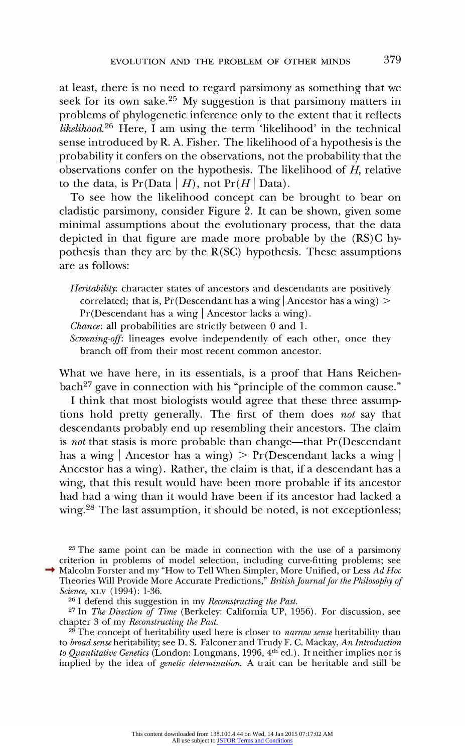at least, there is no need to regard parsimony as something that we seek for its own sake.[25] My suggestion is that parsimony matters in problems of phylogenetic inference only to the extent that it reflects *likelihood*.[26] Here, I am using the term 'likelihood' in the technical sense introduced by R. A. Fisher. The likelihood of a hypothesis is the probability it confers on the observations, not the probability that the observations confer on the hypothesis. The likelihood of $H$, relative to the data, is $\Pr(\text{Data} \mid H)$, not $\Pr(H \mid \text{Data})$.

To see how the likelihood concept can be brought to bear on cladistic parsimony, consider Figure 2. It can be shown, given some minimal assumptions about the evolutionary process, that the data depicted in that figure are made more probable by the (RS)C hypothesis than they are by the R(SC) hypothesis. These assumptions are as follows:

*Heritability*: character states of ancestors and descendants are positively correlated; that is, $\Pr(\text{Descendant has a wing} \mid \text{Ancestor has a wing}) > \Pr(\text{Descendant has a wing} \mid \text{Ancestor lacks a wing})$.

*Chance*: all probabilities are strictly between 0 and 1.

*Screening-off*: lineages evolve independently of each other, once they branch off from their most recent common ancestor.

What we have here, in its essentials, is a proof that Hans Reichenbach[27] gave in connection with his "principle of the common cause."

I think that most biologists would agree that these three assumptions hold pretty generally. The first of them does *not* say that descendants probably end up resembling their ancestors. The claim is *not* that stasis is more probable than change—that $\Pr(\text{Descendant has a wing} \mid \text{Ancestor has a wing}) > \Pr(\text{Descendant lacks a wing} \mid \text{Ancestor has a wing})$. Rather, the claim is that, if a descendant has a wing, that this result would have been more probable if its ancestor had had a wing than it would have been if its ancestor had lacked a wing.[28] The last assumption, it should be noted, is not exceptionless;

---

[25] The same point can be made in connection with the use of a parsimony criterion in problems of model selection, including curve-fitting problems; see Malcolm Forster and my "How to Tell When Simpler, More Unified, or Less *Ad Hoc* Theories Will Provide More Accurate Predictions," *British Journal for the Philosophy of Science*, XLV (1994): 1-36.

[26] I defend this suggestion in my *Reconstructing the Past*.

[27] In *The Direction of Time* (Berkeley: California UP, 1956). For discussion, see chapter 3 of my *Reconstructing the Past*.

[28] The concept of heritability used here is closer to *narrow sense* heritability than to *broad sense* heritability; see D. S. Falconer and Trudy F. C. Mackay, *An Introduction to Quantitative Genetics* (London: Longmans, 1996, 4th ed.). It neither implies nor is implied by the idea of *genetic determination*. A trait can be heritable and still be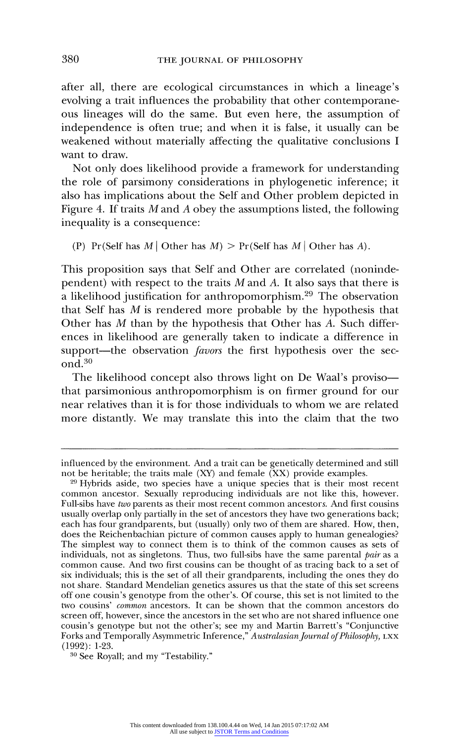after all, there are ecological circumstances in which a lineage's evolving a trait influences the probability that other contemporaneous lineages will do the same. But even here, the assumption of independence is often true; and when it is false, it usually can be weakened without materially affecting the qualitative conclusions I want to draw.

Not only does likelihood provide a framework for understanding the role of parsimony considerations in phylogenetic inference; it also has implications about the Self and Other problem depicted in Figure 4. If traits $M$ and $A$ obey the assumptions listed, the following inequality is a consequence:

(P) $\Pr(\text{Self has } M \mid \text{Other has } M) > \Pr(\text{Self has } M \mid \text{Other has } A)$.

This proposition says that Self and Other are correlated (nonindependent) with respect to the traits $M$ and $A$. It also says that there is a likelihood justification for anthropomorphism.[29] The observation that Self has $M$ is rendered more probable by the hypothesis that Other has $M$ than by the hypothesis that Other has $A$. Such differences in likelihood are generally taken to indicate a difference in support—the observation *favors* the first hypothesis over the second.[30]

The likelihood concept also throws light on De Waal's proviso—that parsimonious anthropomorphism is on firmer ground for our near relatives than it is for those individuals to whom we are related more distantly. We may translate this into the claim that the two

---

influenced by the environment. And a trait can be genetically determined and still not be heritable; the traits male (XY) and female (XX) provide examples.

[29] Hybrids aside, two species have a unique species that is their most recent common ancestor. Sexually reproducing individuals are not like this, however. Full-sibs have *two* parents as their most recent common ancestors. And first cousins usually overlap only partially in the set of ancestors they have two generations back; each has four grandparents, but (usually) only two of them are shared. How, then, does the Reichenbachian picture of common causes apply to human genealogies? The simplest way to connect them is to think of the common causes as sets of individuals, not as singletons. Thus, two full-sibs have the same parental *pair* as a common cause. And two first cousins can be thought of as tracing back to a set of six individuals; this is the set of all their grandparents, including the ones they do not share. Standard Mendelian genetics assures us that the state of this set screens off one cousin's genotype from the other's. Of course, this set is not limited to the two cousins' *common* ancestors. It can be shown that the common ancestors do screen off, however, since the ancestors in the set who are not shared influence one cousin's genotype but not the other's; see my and Martin Barrett's "Conjunctive Forks and Temporally Asymmetric Inference," *Australasian Journal of Philosophy*, LXX (1992): 1-23.

[30] See Royall; and my "Testability."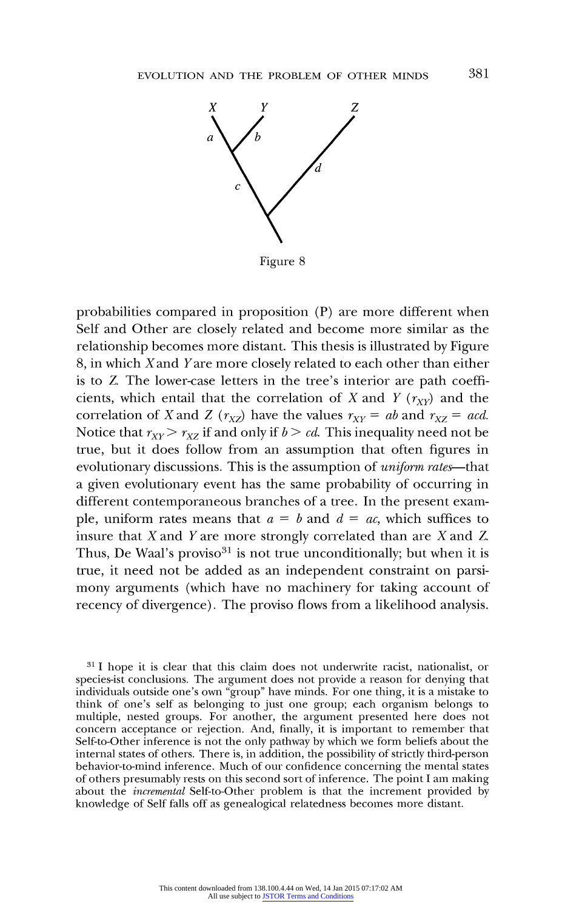Figure 8

probabilities compared in proposition (P) are more different when Self and Other are closely related and become more similar as the relationship becomes more distant. This thesis is illustrated by Figure 8, in which $X$ and $Y$ are more closely related to each other than either is to $Z$. The lower-case letters in the tree's interior are path coefficients, which entail that the correlation of $X$ and $Y$ ($r_{XY}$) and the correlation of $X$ and $Z$ ($r_{XZ}$) have the values $r_{XY} = ab$ and $r_{XZ} = acd$. Notice that $r_{XY} > r_{XZ}$ if and only if $b > cd$. This inequality need not be true, but it does follow from an assumption that often figures in evolutionary discussions. This is the assumption of *uniform rates*—that a given evolutionary event has the same probability of occurring in different contemporaneous branches of a tree. In the present example, uniform rates means that $a = b$ and $d = ac$, which suffices to insure that $X$ and $Y$ are more strongly correlated than are $X$ and $Z$. Thus, De Waal's proviso[31] is not true unconditionally; but when it is true, it need not be added as an independent constraint on parsimony arguments (which have no machinery for taking account of recency of divergence). The proviso flows from a likelihood analysis.

[31] I hope it is clear that this claim does not underwrite racist, nationalist, or species-ist conclusions. The argument does not provide a reason for denying that individuals outside one's own "group" have minds. For one thing, it is a mistake to think of one's self as belonging to just one group; each organism belongs to multiple, nested groups. For another, the argument presented here does not concern acceptance or rejection. And, finally, it is important to remember that Self-to-Other inference is not the only pathway by which we form beliefs about the internal states of others. There is, in addition, the possibility of strictly third-person behavior-to-mind inference. Much of our confidence concerning the mental states of others presumably rests on this second sort of inference. The point I am making about the *incremental* Self-to-Other problem is that the increment provided by knowledge of Self falls off as genealogical relatedness becomes more distant.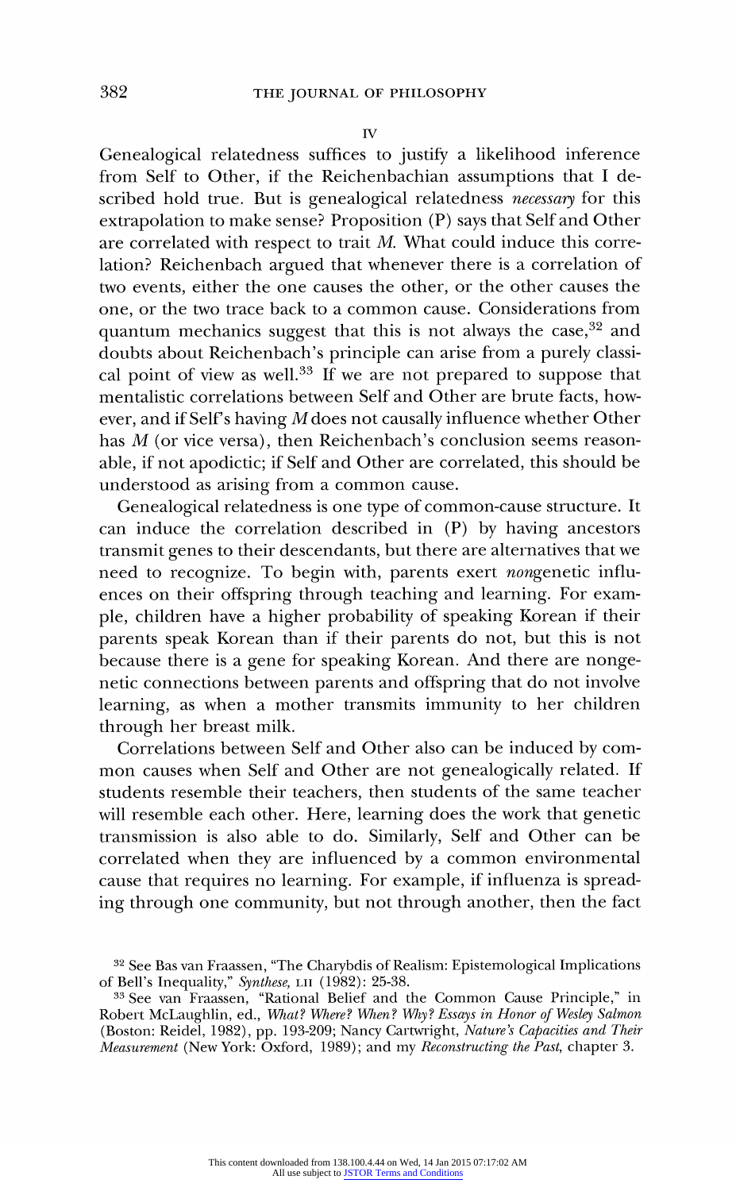## IV

Genealogical relatedness suffices to justify a likelihood inference from Self to Other, if the Reichenbachian assumptions that I described hold true. But is genealogical relatedness *necessary* for this extrapolation to make sense? Proposition (P) says that Self and Other are correlated with respect to trait *M*. What could induce this correlation? Reichenbach argued that whenever there is a correlation of two events, either the one causes the other, or the other causes the one, or the two trace back to a common cause. Considerations from quantum mechanics suggest that this is not always the case,[32] and doubts about Reichenbach's principle can arise from a purely classical point of view as well.[33] If we are not prepared to suppose that mentalistic correlations between Self and Other are brute facts, however, and if Self's having *M* does not causally influence whether Other has *M* (or vice versa), then Reichenbach's conclusion seems reasonable, if not apodictic; if Self and Other are correlated, this should be understood as arising from a common cause.

Genealogical relatedness is one type of common-cause structure. It can induce the correlation described in (P) by having ancestors transmit genes to their descendants, but there are alternatives that we need to recognize. To begin with, parents exert *nongenetic* influences on their offspring through teaching and learning. For example, children have a higher probability of speaking Korean if their parents speak Korean than if their parents do not, but this is not because there is a gene for speaking Korean. And there are nongenetic connections between parents and offspring that do not involve learning, as when a mother transmits immunity to her children through her breast milk.

Correlations between Self and Other also can be induced by common causes when Self and Other are not genealogically related. If students resemble their teachers, then students of the same teacher will resemble each other. Here, learning does the work that genetic transmission is also able to do. Similarly, Self and Other can be correlated when they are influenced by a common environmental cause that requires no learning. For example, if influenza is spreading through one community, but not through another, then the fact

[32] See Bas van Fraassen, "The Charybdis of Realism: Epistemological Implications of Bell's Inequality," *Synthese*, LII (1982): 25-38.

[33] See van Fraassen, "Rational Belief and the Common Cause Principle," in Robert McLaughlin, ed., *What? Where? When? Why? Essays in Honor of Wesley Salmon* (Boston: Reidel, 1982), pp. 193-209; Nancy Cartwright, *Nature's Capacities and Their Measurement* (New York: Oxford, 1989); and my *Reconstructing the Past*, chapter 3.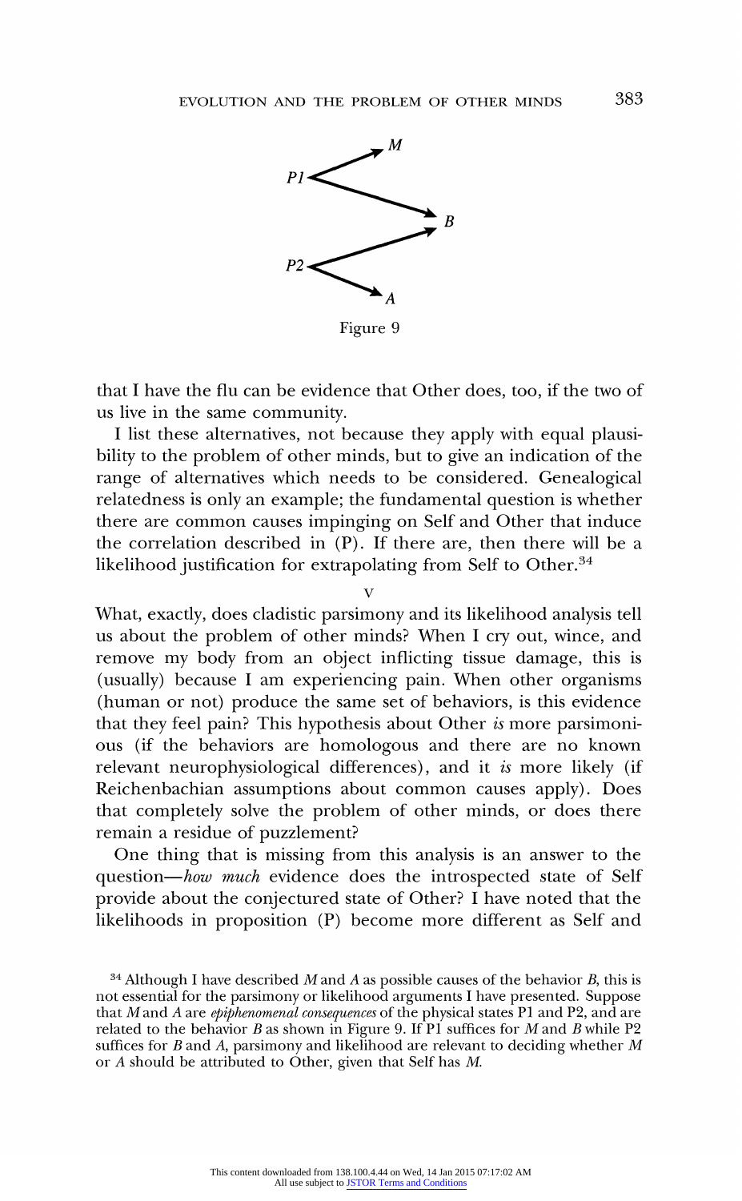Figure 9

that I have the flu can be evidence that Other does, too, if the two of us live in the same community.

I list these alternatives, not because they apply with equal plausibility to the problem of other minds, but to give an indication of the range of alternatives which needs to be considered. Genealogical relatedness is only an example; the fundamental question is whether there are common causes impinging on Self and Other that induce the correlation described in (P). If there are, then there will be a likelihood justification for extrapolating from Self to Other.[34]

## V

What, exactly, does cladistic parsimony and its likelihood analysis tell us about the problem of other minds? When I cry out, wince, and remove my body from an object inflicting tissue damage, this is (usually) because I am experiencing pain. When other organisms (human or not) produce the same set of behaviors, is this evidence that they feel pain? This hypothesis about Other *is* more parsimonious (if the behaviors are homologous and there are no known relevant neurophysiological differences), and it *is* more likely (if Reichenbachian assumptions about common causes apply). Does that completely solve the problem of other minds, or does there remain a residue of puzzlement?

One thing that is missing from this analysis is an answer to the question—*how much* evidence does the introspected state of Self provide about the conjectured state of Other? I have noted that the likelihoods in proposition (P) become more different as Self and

[34] Although I have described *M* and *A* as possible causes of the behavior *B*, this is not essential for the parsimony or likelihood arguments I have presented. Suppose that *M* and *A* are *epiphenomenal consequences* of the physical states P1 and P2, and are related to the behavior *B* as shown in Figure 9. If P1 suffices for *M* and *B* while P2 suffices for *B* and *A*, parsimony and likelihood are relevant to deciding whether *M* or *A* should be attributed to Other, given that Self has *M*.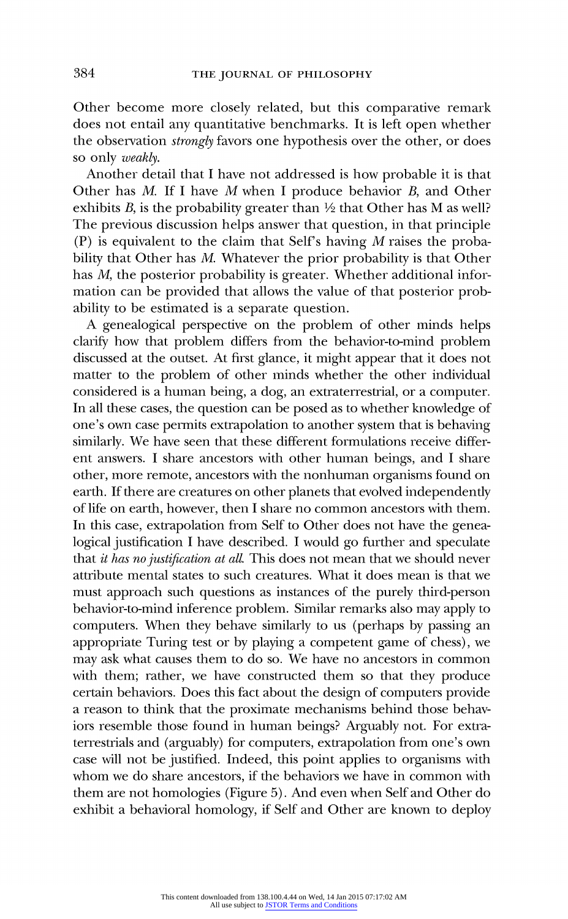Other become more closely related, but this comparative remark does not entail any quantitative benchmarks. It is left open whether the observation *strongly* favors one hypothesis over the other, or does so only *weakly*.

Another detail that I have not addressed is how probable it is that Other has $M$. If I have $M$ when I produce behavior $B$, and Other exhibits $B$, is the probability greater than ½ that Other has M as well? The previous discussion helps answer that question, in that principle (P) is equivalent to the claim that Self's having $M$ raises the probability that Other has $M$. Whatever the prior probability is that Other has $M$, the posterior probability is greater. Whether additional information can be provided that allows the value of that posterior probability to be estimated is a separate question.

A genealogical perspective on the problem of other minds helps clarify how that problem differs from the behavior-to-mind problem discussed at the outset. At first glance, it might appear that it does not matter to the problem of other minds whether the other individual considered is a human being, a dog, an extraterrestrial, or a computer. In all these cases, the question can be posed as to whether knowledge of one's own case permits extrapolation to another system that is behaving similarly. We have seen that these different formulations receive different answers. I share ancestors with other human beings, and I share other, more remote, ancestors with the nonhuman organisms found on earth. If there are creatures on other planets that evolved independently of life on earth, however, then I share no common ancestors with them. In this case, extrapolation from Self to Other does not have the genealogical justification I have described. I would go further and speculate that *it has no justification at all.* This does not mean that we should never attribute mental states to such creatures. What it does mean is that we must approach such questions as instances of the purely third-person behavior-to-mind inference problem. Similar remarks also may apply to computers. When they behave similarly to us (perhaps by passing an appropriate Turing test or by playing a competent game of chess), we may ask what causes them to do so. We have no ancestors in common with them; rather, we have constructed them so that they produce certain behaviors. Does this fact about the design of computers provide a reason to think that the proximate mechanisms behind those behaviors resemble those found in human beings? Arguably not. For extraterrestrials and (arguably) for computers, extrapolation from one's own case will not be justified. Indeed, this point applies to organisms with whom we do share ancestors, if the behaviors we have in common with them are not homologies (Figure 5). And even when Self and Other do exhibit a behavioral homology, if Self and Other are known to deploy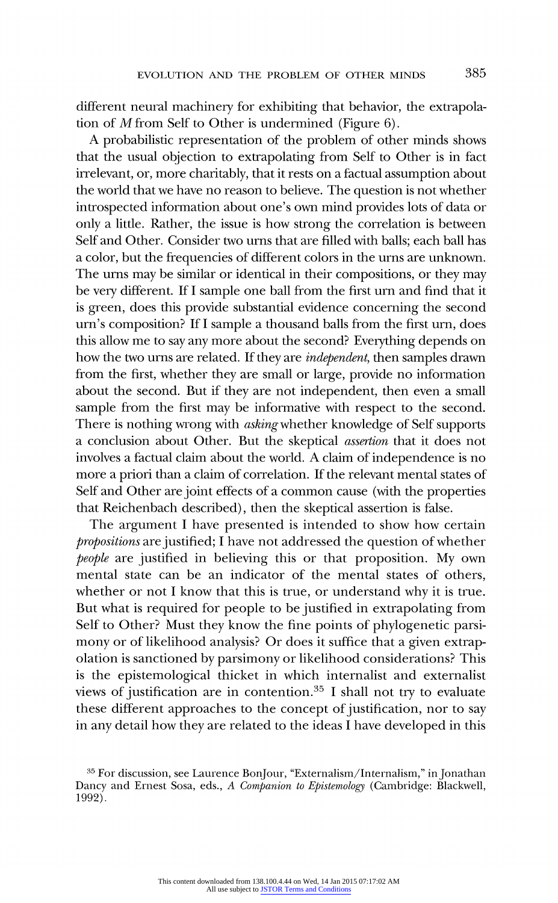different neural machinery for exhibiting that behavior, the extrapolation of *M* from Self to Other is undermined (Figure 6).

A probabilistic representation of the problem of other minds shows that the usual objection to extrapolating from Self to Other is in fact irrelevant, or, more charitably, that it rests on a factual assumption about the world that we have no reason to believe. The question is not whether introspected information about one's own mind provides lots of data or only a little. Rather, the issue is how strong the correlation is between Self and Other. Consider two urns that are filled with balls; each ball has a color, but the frequencies of different colors in the urns are unknown. The urns may be similar or identical in their compositions, or they may be very different. If I sample one ball from the first urn and find that it is green, does this provide substantial evidence concerning the second urn's composition? If I sample a thousand balls from the first urn, does this allow me to say any more about the second? Everything depends on how the two urns are related. If they are *independent*, then samples drawn from the first, whether they are small or large, provide no information about the second. But if they are not independent, then even a small sample from the first may be informative with respect to the second. There is nothing wrong with *asking* whether knowledge of Self supports a conclusion about Other. But the skeptical *assertion* that it does not involves a factual claim about the world. A claim of independence is no more a priori than a claim of correlation. If the relevant mental states of Self and Other are joint effects of a common cause (with the properties that Reichenbach described), then the skeptical assertion is false.

The argument I have presented is intended to show how certain *propositions* are justified; I have not addressed the question of whether *people* are justified in believing this or that proposition. My own mental state can be an indicator of the mental states of others, whether or not I know that this is true, or understand why it is true. But what is required for people to be justified in extrapolating from Self to Other? Must they know the fine points of phylogenetic parsimony or of likelihood analysis? Or does it suffice that a given extrapolation is sanctioned by parsimony or likelihood considerations? This is the epistemological thicket in which internalist and externalist views of justification are in contention.[35] I shall not try to evaluate these different approaches to the concept of justification, nor to say in any detail how they are related to the ideas I have developed in this

[35] For discussion, see Laurence BonJour, "Externalism/Internalism," in Jonathan Dancy and Ernest Sosa, eds., *A Companion to Epistemology* (Cambridge: Blackwell, 1992).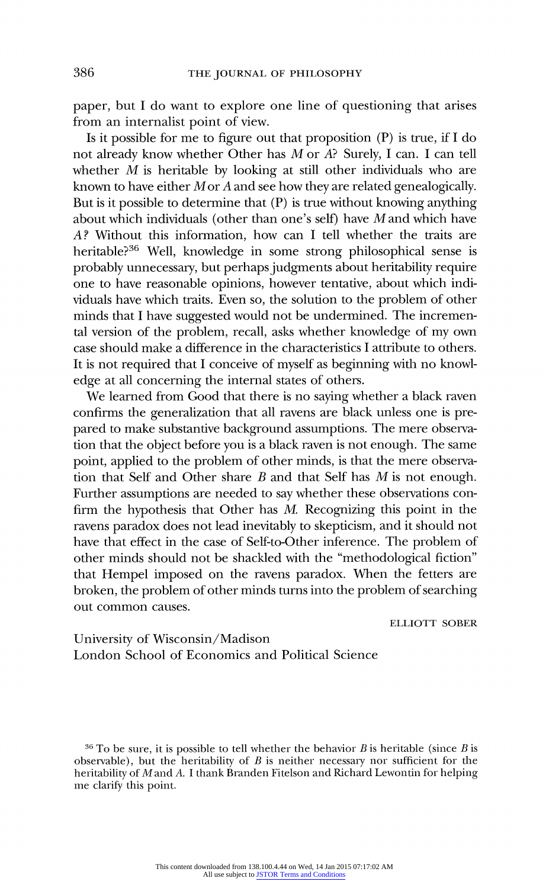paper, but I do want to explore one line of questioning that arises from an internalist point of view.

Is it possible for me to figure out that proposition (P) is true, if I do not already know whether Other has $M$ or $A$? Surely, I can. I can tell whether $M$ is heritable by looking at still other individuals who are known to have either $M$ or $A$ and see how they are related genealogically. But is it possible to determine that (P) is true without knowing anything about which individuals (other than one's self) have $M$ and which have $A$? Without this information, how can I tell whether the traits are heritable?[36] Well, knowledge in some strong philosophical sense is probably unnecessary, but perhaps judgments about heritability require one to have reasonable opinions, however tentative, about which individuals have which traits. Even so, the solution to the problem of other minds that I have suggested would not be undermined. The incremental version of the problem, recall, asks whether knowledge of my own case should make a difference in the characteristics I attribute to others. It is not required that I conceive of myself as beginning with no knowledge at all concerning the internal states of others.

We learned from Good that there is no saying whether a black raven confirms the generalization that all ravens are black unless one is prepared to make substantive background assumptions. The mere observation that the object before you is a black raven is not enough. The same point, applied to the problem of other minds, is that the mere observation that Self and Other share $B$ and that Self has $M$ is not enough. Further assumptions are needed to say whether these observations confirm the hypothesis that Other has $M$. Recognizing this point in the ravens paradox does not lead inevitably to skepticism, and it should not have that effect in the case of Self-to-Other inference. The problem of other minds should not be shackled with the "methodological fiction" that Hempel imposed on the ravens paradox. When the fetters are broken, the problem of other minds turns into the problem of searching out common causes.

ELLIOTT SOBER

University of Wisconsin/Madison
London School of Economics and Political Science

[36] To be sure, it is possible to tell whether the behavior $B$ is heritable (since $B$ is observable), but the heritability of $B$ is neither necessary nor sufficient for the heritability of $M$ and $A$. I thank Branden Fitelson and Richard Lewontin for helping me clarify this point.